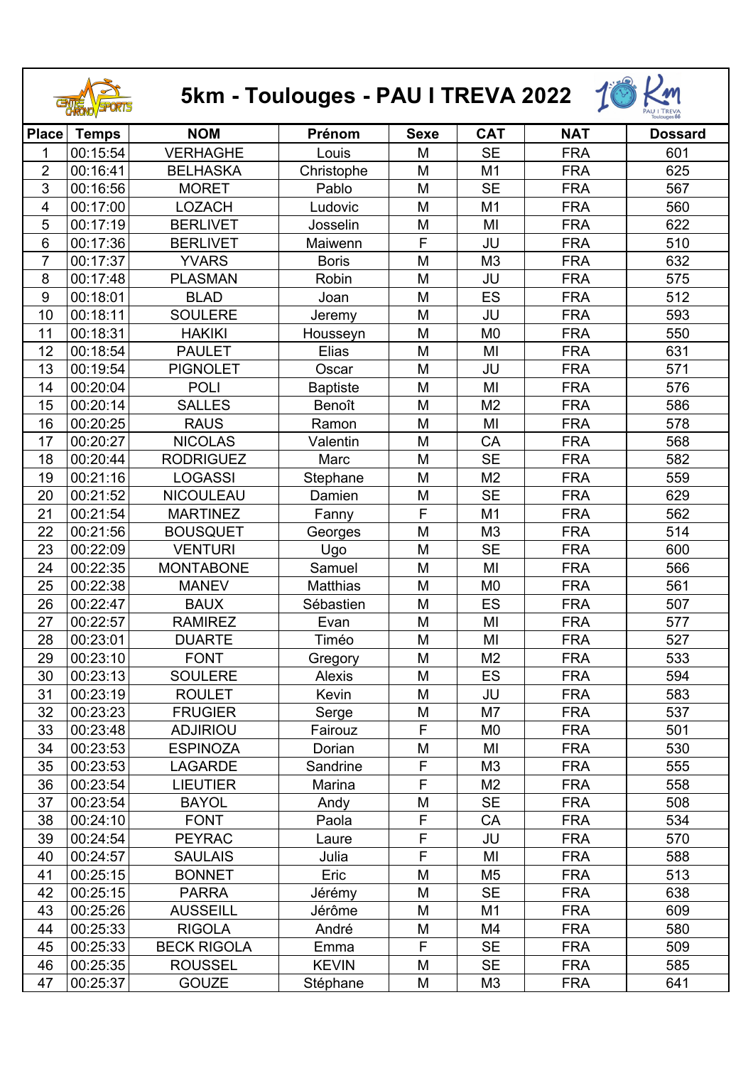# 5km - Toulouges - PAU I TREVA 2022

| Place | Temps | NOM | Prénom | Sexe | CAT | NAT | Dossard |
|---|---|---|---|---|---|---|---|
| 1 | 00:15:54 | VERHAGHE | Louis | M | SE | FRA | 601 |
| 2 | 00:16:41 | BELHASKA | Christophe | M | M1 | FRA | 625 |
| 3 | 00:16:56 | MORET | Pablo | M | SE | FRA | 567 |
| 4 | 00:17:00 | LOZACH | Ludovic | M | M1 | FRA | 560 |
| 5 | 00:17:19 | BERLIVET | Josselin | M | MI | FRA | 622 |
| 6 | 00:17:36 | BERLIVET | Maiwenn | F | JU | FRA | 510 |
| 7 | 00:17:37 | YVARS | Boris | M | M3 | FRA | 632 |
| 8 | 00:17:48 | PLASMAN | Robin | M | JU | FRA | 575 |
| 9 | 00:18:01 | BLAD | Joan | M | ES | FRA | 512 |
| 10 | 00:18:11 | SOULERE | Jeremy | M | JU | FRA | 593 |
| 11 | 00:18:31 | HAKIKI | Housseyn | M | M0 | FRA | 550 |
| 12 | 00:18:54 | PAULET | Elias | M | MI | FRA | 631 |
| 13 | 00:19:54 | PIGNOLET | Oscar | M | JU | FRA | 571 |
| 14 | 00:20:04 | POLI | Baptiste | M | MI | FRA | 576 |
| 15 | 00:20:14 | SALLES | Benoît | M | M2 | FRA | 586 |
| 16 | 00:20:25 | RAUS | Ramon | M | MI | FRA | 578 |
| 17 | 00:20:27 | NICOLAS | Valentin | M | CA | FRA | 568 |
| 18 | 00:20:44 | RODRIGUEZ | Marc | M | SE | FRA | 582 |
| 19 | 00:21:16 | LOGASSI | Stephane | M | M2 | FRA | 559 |
| 20 | 00:21:52 | NICOULEAU | Damien | M | SE | FRA | 629 |
| 21 | 00:21:54 | MARTINEZ | Fanny | F | M1 | FRA | 562 |
| 22 | 00:21:56 | BOUSQUET | Georges | M | M3 | FRA | 514 |
| 23 | 00:22:09 | VENTURI | Ugo | M | SE | FRA | 600 |
| 24 | 00:22:35 | MONTABONE | Samuel | M | MI | FRA | 566 |
| 25 | 00:22:38 | MANEV | Matthias | M | M0 | FRA | 561 |
| 26 | 00:22:47 | BAUX | Sébastien | M | ES | FRA | 507 |
| 27 | 00:22:57 | RAMIREZ | Evan | M | MI | FRA | 577 |
| 28 | 00:23:01 | DUARTE | Timéo | M | MI | FRA | 527 |
| 29 | 00:23:10 | FONT | Gregory | M | M2 | FRA | 533 |
| 30 | 00:23:13 | SOULERE | Alexis | M | ES | FRA | 594 |
| 31 | 00:23:19 | ROULET | Kevin | M | JU | FRA | 583 |
| 32 | 00:23:23 | FRUGIER | Serge | M | M7 | FRA | 537 |
| 33 | 00:23:48 | ADJIRIOU | Fairouz | F | M0 | FRA | 501 |
| 34 | 00:23:53 | ESPINOZA | Dorian | M | MI | FRA | 530 |
| 35 | 00:23:53 | LAGARDE | Sandrine | F | M3 | FRA | 555 |
| 36 | 00:23:54 | LIEUTIER | Marina | F | M2 | FRA | 558 |
| 37 | 00:23:54 | BAYOL | Andy | M | SE | FRA | 508 |
| 38 | 00:24:10 | FONT | Paola | F | CA | FRA | 534 |
| 39 | 00:24:54 | PEYRAC | Laure | F | JU | FRA | 570 |
| 40 | 00:24:57 | SAULAIS | Julia | F | MI | FRA | 588 |
| 41 | 00:25:15 | BONNET | Eric | M | M5 | FRA | 513 |
| 42 | 00:25:15 | PARRA | Jérémy | M | SE | FRA | 638 |
| 43 | 00:25:26 | AUSSEILL | Jérôme | M | M1 | FRA | 609 |
| 44 | 00:25:33 | RIGOLA | André | M | M4 | FRA | 580 |
| 45 | 00:25:33 | BECK RIGOLA | Emma | F | SE | FRA | 509 |
| 46 | 00:25:35 | ROUSSEL | KEVIN | M | SE | FRA | 585 |
| 47 | 00:25:37 | GOUZE | Stéphane | M | M3 | FRA | 641 |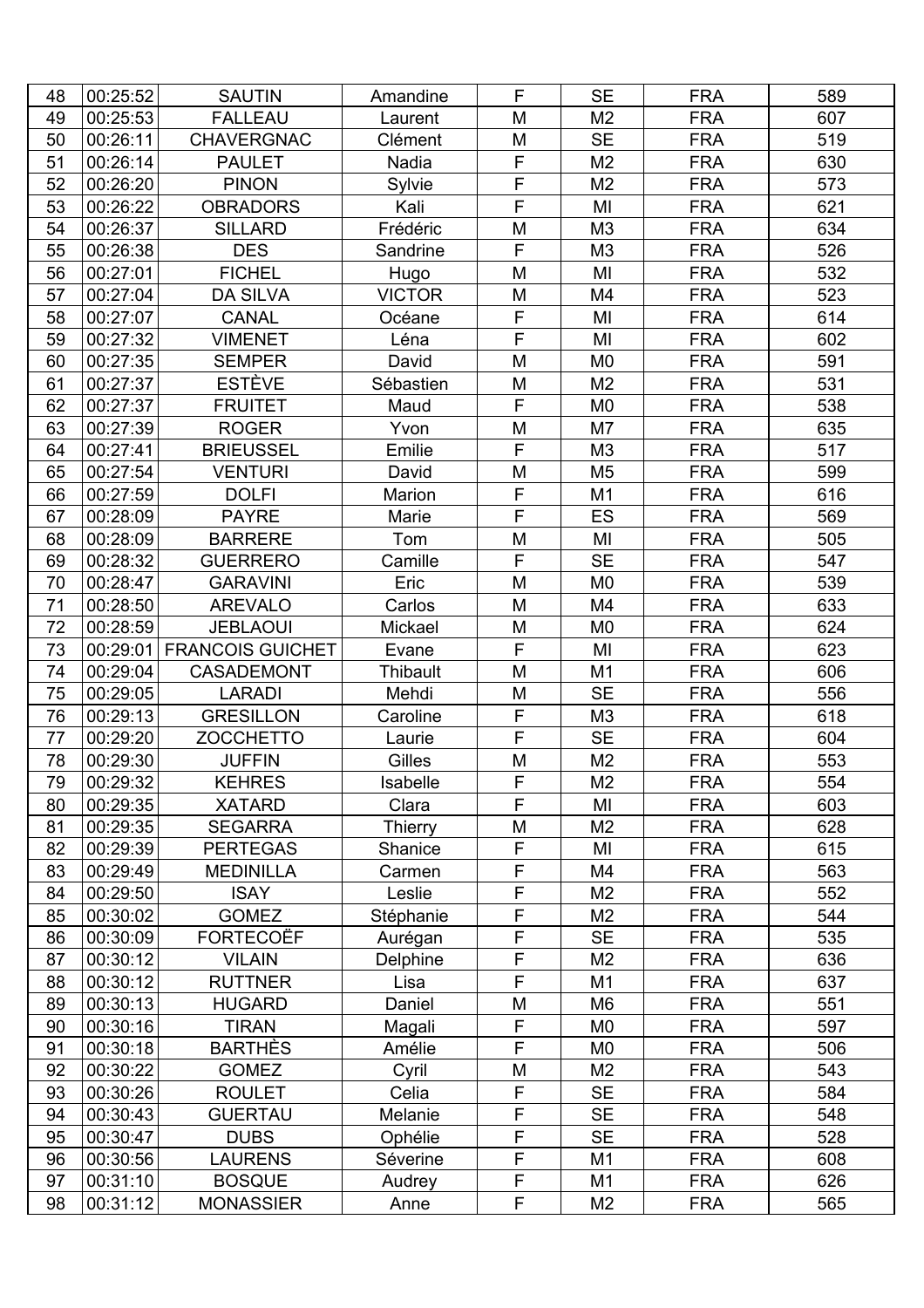| 48 | 00:25:52 | SAUTIN | Amandine | F | SE | FRA | 589 |
|---|---|---|---|---|---|---|---|
| 49 | 00:25:53 | FALLEAU | Laurent | M | M2 | FRA | 607 |
| 50 | 00:26:11 | CHAVERGNAC | Clément | M | SE | FRA | 519 |
| 51 | 00:26:14 | PAULET | Nadia | F | M2 | FRA | 630 |
| 52 | 00:26:20 | PINON | Sylvie | F | M2 | FRA | 573 |
| 53 | 00:26:22 | OBRADORS | Kali | F | MI | FRA | 621 |
| 54 | 00:26:37 | SILLARD | Frédéric | M | M3 | FRA | 634 |
| 55 | 00:26:38 | DES | Sandrine | F | M3 | FRA | 526 |
| 56 | 00:27:01 | FICHEL | Hugo | M | MI | FRA | 532 |
| 57 | 00:27:04 | DA SILVA | VICTOR | M | M4 | FRA | 523 |
| 58 | 00:27:07 | CANAL | Océane | F | MI | FRA | 614 |
| 59 | 00:27:32 | VIMENET | Léna | F | MI | FRA | 602 |
| 60 | 00:27:35 | SEMPER | David | M | M0 | FRA | 591 |
| 61 | 00:27:37 | ESTÈVE | Sébastien | M | M2 | FRA | 531 |
| 62 | 00:27:37 | FRUITET | Maud | F | M0 | FRA | 538 |
| 63 | 00:27:39 | ROGER | Yvon | M | M7 | FRA | 635 |
| 64 | 00:27:41 | BRIEUSSEL | Emilie | F | M3 | FRA | 517 |
| 65 | 00:27:54 | VENTURI | David | M | M5 | FRA | 599 |
| 66 | 00:27:59 | DOLFI | Marion | F | M1 | FRA | 616 |
| 67 | 00:28:09 | PAYRE | Marie | F | ES | FRA | 569 |
| 68 | 00:28:09 | BARRERE | Tom | M | MI | FRA | 505 |
| 69 | 00:28:32 | GUERRERO | Camille | F | SE | FRA | 547 |
| 70 | 00:28:47 | GARAVINI | Eric | M | M0 | FRA | 539 |
| 71 | 00:28:50 | AREVALO | Carlos | M | M4 | FRA | 633 |
| 72 | 00:28:59 | JEBLAOUI | Mickael | M | M0 | FRA | 624 |
| 73 | 00:29:01 | FRANCOIS GUICHET | Evane | F | MI | FRA | 623 |
| 74 | 00:29:04 | CASADEMONT | Thibault | M | M1 | FRA | 606 |
| 75 | 00:29:05 | LARADI | Mehdi | M | SE | FRA | 556 |
| 76 | 00:29:13 | GRESILLON | Caroline | F | M3 | FRA | 618 |
| 77 | 00:29:20 | ZOCCHETTO | Laurie | F | SE | FRA | 604 |
| 78 | 00:29:30 | JUFFIN | Gilles | M | M2 | FRA | 553 |
| 79 | 00:29:32 | KEHRES | Isabelle | F | M2 | FRA | 554 |
| 80 | 00:29:35 | XATARD | Clara | F | MI | FRA | 603 |
| 81 | 00:29:35 | SEGARRA | Thierry | M | M2 | FRA | 628 |
| 82 | 00:29:39 | PERTEGAS | Shanice | F | MI | FRA | 615 |
| 83 | 00:29:49 | MEDINILLA | Carmen | F | M4 | FRA | 563 |
| 84 | 00:29:50 | ISAY | Leslie | F | M2 | FRA | 552 |
| 85 | 00:30:02 | GOMEZ | Stéphanie | F | M2 | FRA | 544 |
| 86 | 00:30:09 | FORTECOËF | Aurégan | F | SE | FRA | 535 |
| 87 | 00:30:12 | VILAIN | Delphine | F | M2 | FRA | 636 |
| 88 | 00:30:12 | RUTTNER | Lisa | F | M1 | FRA | 637 |
| 89 | 00:30:13 | HUGARD | Daniel | M | M6 | FRA | 551 |
| 90 | 00:30:16 | TIRAN | Magali | F | M0 | FRA | 597 |
| 91 | 00:30:18 | BARTHÈS | Amélie | F | M0 | FRA | 506 |
| 92 | 00:30:22 | GOMEZ | Cyril | M | M2 | FRA | 543 |
| 93 | 00:30:26 | ROULET | Celia | F | SE | FRA | 584 |
| 94 | 00:30:43 | GUERTAU | Melanie | F | SE | FRA | 548 |
| 95 | 00:30:47 | DUBS | Ophélie | F | SE | FRA | 528 |
| 96 | 00:30:56 | LAURENS | Séverine | F | M1 | FRA | 608 |
| 97 | 00:31:10 | BOSQUE | Audrey | F | M1 | FRA | 626 |
| 98 | 00:31:12 | MONASSIER | Anne | F | M2 | FRA | 565 |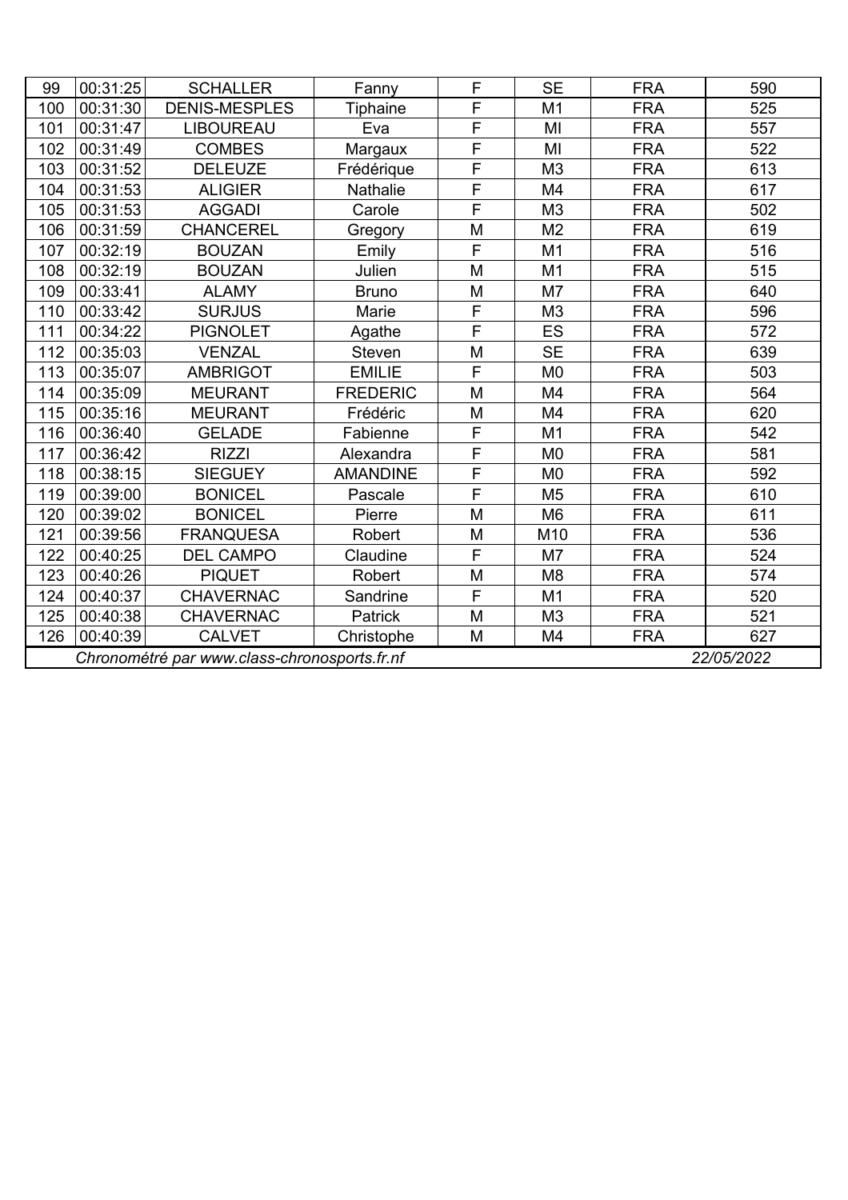| | | | | | | | |
|---|---|---|---|---|---|---|---|
| 99 | 00:31:25 | SCHALLER | Fanny | F | SE | FRA | 590 |
| 100 | 00:31:30 | DENIS-MESPLES | Tiphaine | F | M1 | FRA | 525 |
| 101 | 00:31:47 | LIBOUREAU | Eva | F | MI | FRA | 557 |
| 102 | 00:31:49 | COMBES | Margaux | F | MI | FRA | 522 |
| 103 | 00:31:52 | DELEUZE | Frédérique | F | M3 | FRA | 613 |
| 104 | 00:31:53 | ALIGIER | Nathalie | F | M4 | FRA | 617 |
| 105 | 00:31:53 | AGGADI | Carole | F | M3 | FRA | 502 |
| 106 | 00:31:59 | CHANCEREL | Gregory | M | M2 | FRA | 619 |
| 107 | 00:32:19 | BOUZAN | Emily | F | M1 | FRA | 516 |
| 108 | 00:32:19 | BOUZAN | Julien | M | M1 | FRA | 515 |
| 109 | 00:33:41 | ALAMY | Bruno | M | M7 | FRA | 640 |
| 110 | 00:33:42 | SURJUS | Marie | F | M3 | FRA | 596 |
| 111 | 00:34:22 | PIGNOLET | Agathe | F | ES | FRA | 572 |
| 112 | 00:35:03 | VENZAL | Steven | M | SE | FRA | 639 |
| 113 | 00:35:07 | AMBRIGOT | EMILIE | F | M0 | FRA | 503 |
| 114 | 00:35:09 | MEURANT | FREDERIC | M | M4 | FRA | 564 |
| 115 | 00:35:16 | MEURANT | Frédéric | M | M4 | FRA | 620 |
| 116 | 00:36:40 | GELADE | Fabienne | F | M1 | FRA | 542 |
| 117 | 00:36:42 | RIZZI | Alexandra | F | M0 | FRA | 581 |
| 118 | 00:38:15 | SIEGUEY | AMANDINE | F | M0 | FRA | 592 |
| 119 | 00:39:00 | BONICEL | Pascale | F | M5 | FRA | 610 |
| 120 | 00:39:02 | BONICEL | Pierre | M | M6 | FRA | 611 |
| 121 | 00:39:56 | FRANQUESA | Robert | M | M10 | FRA | 536 |
| 122 | 00:40:25 | DEL CAMPO | Claudine | F | M7 | FRA | 524 |
| 123 | 00:40:26 | PIQUET | Robert | M | M8 | FRA | 574 |
| 124 | 00:40:37 | CHAVERNAC | Sandrine | F | M1 | FRA | 520 |
| 125 | 00:40:38 | CHAVERNAC | Patrick | M | M3 | FRA | 521 |
| 126 | 00:40:39 | CALVET | Christophe | M | M4 | FRA | 627 |

*Chronométré par www.class-chronosports.fr.nf* *22/05/2022*